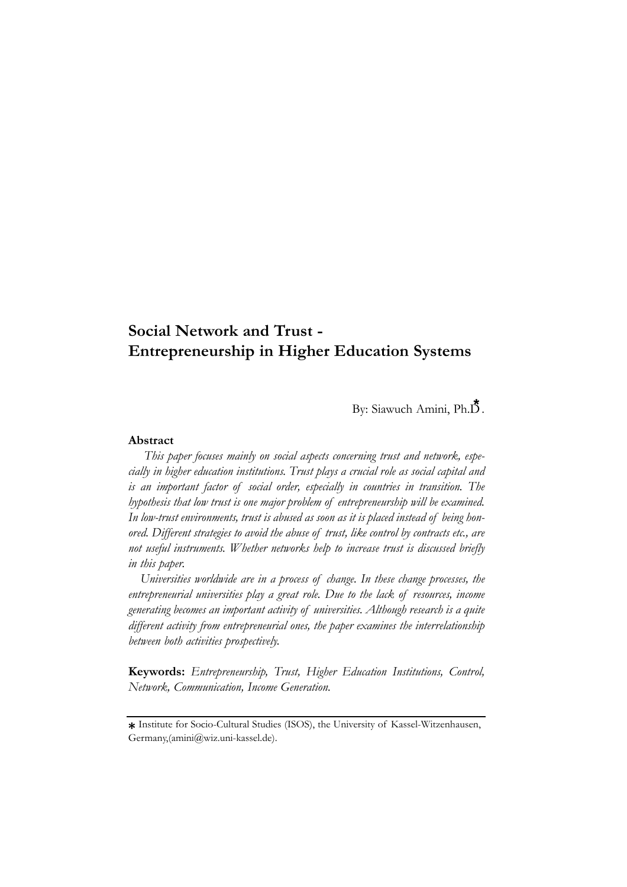# Social Network and Trust - Entrepreneurship in Higher Education Systems

By: Siawuch Amini, Ph.D.*

**Abstract**

*This paper focuses mainly on social aspects concerning trust and network, especially in higher education institutions. Trust plays a crucial role as social capital and is an important factor of social order, especially in countries in transition. The hypothesis that low trust is one major problem of entrepreneurship will be examined. In low-trust environments, trust is abused as soon as it is placed instead of being honored. Different strategies to avoid the abuse of trust, like control by contracts etc., are not useful instruments. Whether networks help to increase trust is discussed briefly in this paper.*

*Universities worldwide are in a process of change. In these change processes, the entrepreneurial universities play a great role. Due to the lack of resources, income generating becomes an important activity of universities. Although research is a quite different activity from entrepreneurial ones, the paper examines the interrelationship between both activities prospectively.*

**Keywords:** *Entrepreneurship, Trust, Higher Education Institutions, Control, Network, Communication, Income Generation.*

---

* Institute for Socio-Cultural Studies (ISOS), the University of Kassel-Witzenhausen, Germany,(amini@wiz.uni-kassel.de).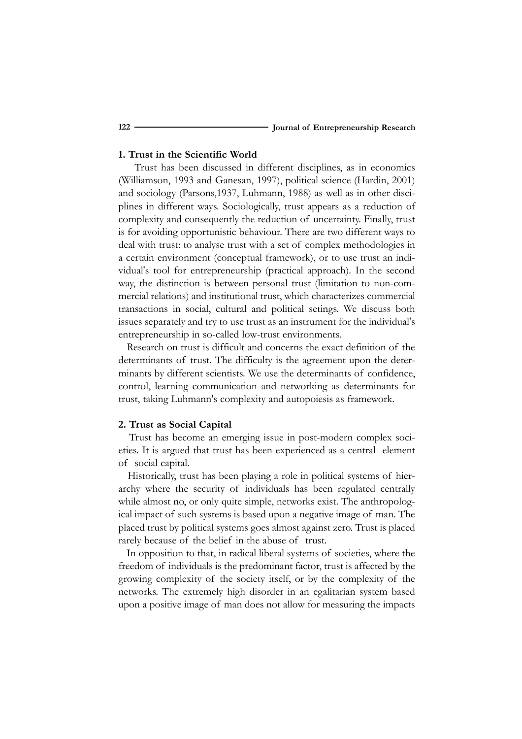## 1. Trust in the Scientific World

Trust has been discussed in different disciplines, as in economics (Williamson, 1993 and Ganesan, 1997), political science (Hardin, 2001) and sociology (Parsons,1937, Luhmann, 1988) as well as in other disciplines in different ways. Sociologically, trust appears as a reduction of complexity and consequently the reduction of uncertainty. Finally, trust is for avoiding opportunistic behaviour. There are two different ways to deal with trust: to analyse trust with a set of complex methodologies in a certain environment (conceptual framework), or to use trust an individual's tool for entrepreneurship (practical approach). In the second way, the distinction is between personal trust (limitation to non-commercial relations) and institutional trust, which characterizes commercial transactions in social, cultural and political setings. We discuss both issues separately and try to use trust as an instrument for the individual's entrepreneurship in so-called low-trust environments.

Research on trust is difficult and concerns the exact definition of the determinants of trust. The difficulty is the agreement upon the determinants by different scientists. We use the determinants of confidence, control, learning communication and networking as determinants for trust, taking Luhmann's complexity and autopoiesis as framework.

## 2. Trust as Social Capital

Trust has become an emerging issue in post-modern complex societies. It is argued that trust has been experienced as a central element of social capital.

Historically, trust has been playing a role in political systems of hierarchy where the security of individuals has been regulated centrally while almost no, or only quite simple, networks exist. The anthropological impact of such systems is based upon a negative image of man. The placed trust by political systems goes almost against zero. Trust is placed rarely because of the belief in the abuse of trust.

In opposition to that, in radical liberal systems of societies, where the freedom of individuals is the predominant factor, trust is affected by the growing complexity of the society itself, or by the complexity of the networks. The extremely high disorder in an egalitarian system based upon a positive image of man does not allow for measuring the impacts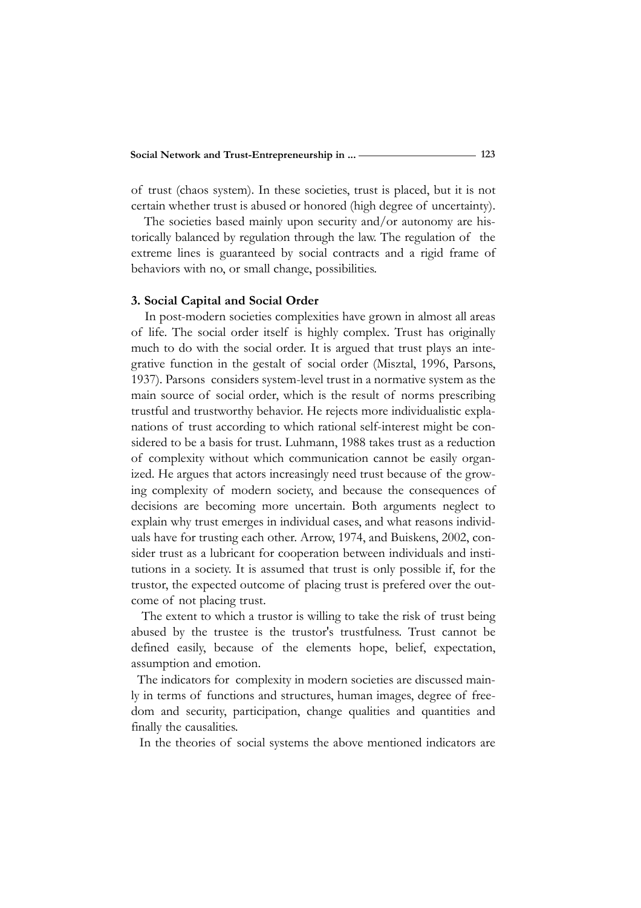of trust (chaos system). In these societies, trust is placed, but it is not certain whether trust is abused or honored (high degree of uncertainty).

The societies based mainly upon security and/or autonomy are historically balanced by regulation through the law. The regulation of the extreme lines is guaranteed by social contracts and a rigid frame of behaviors with no, or small change, possibilities.

### 3. Social Capital and Social Order

In post-modern societies complexities have grown in almost all areas of life. The social order itself is highly complex. Trust has originally much to do with the social order. It is argued that trust plays an integrative function in the gestalt of social order (Misztal, 1996, Parsons, 1937). Parsons considers system-level trust in a normative system as the main source of social order, which is the result of norms prescribing trustful and trustworthy behavior. He rejects more individualistic explanations of trust according to which rational self-interest might be considered to be a basis for trust. Luhmann, 1988 takes trust as a reduction of complexity without which communication cannot be easily organized. He argues that actors increasingly need trust because of the growing complexity of modern society, and because the consequences of decisions are becoming more uncertain. Both arguments neglect to explain why trust emerges in individual cases, and what reasons individuals have for trusting each other. Arrow, 1974, and Buiskens, 2002, consider trust as a lubricant for cooperation between individuals and institutions in a society. It is assumed that trust is only possible if, for the trustor, the expected outcome of placing trust is prefered over the outcome of not placing trust.

The extent to which a trustor is willing to take the risk of trust being abused by the trustee is the trustor's trustfulness. Trust cannot be defined easily, because of the elements hope, belief, expectation, assumption and emotion.

The indicators for complexity in modern societies are discussed mainly in terms of functions and structures, human images, degree of freedom and security, participation, change qualities and quantities and finally the causalities.

In the theories of social systems the above mentioned indicators are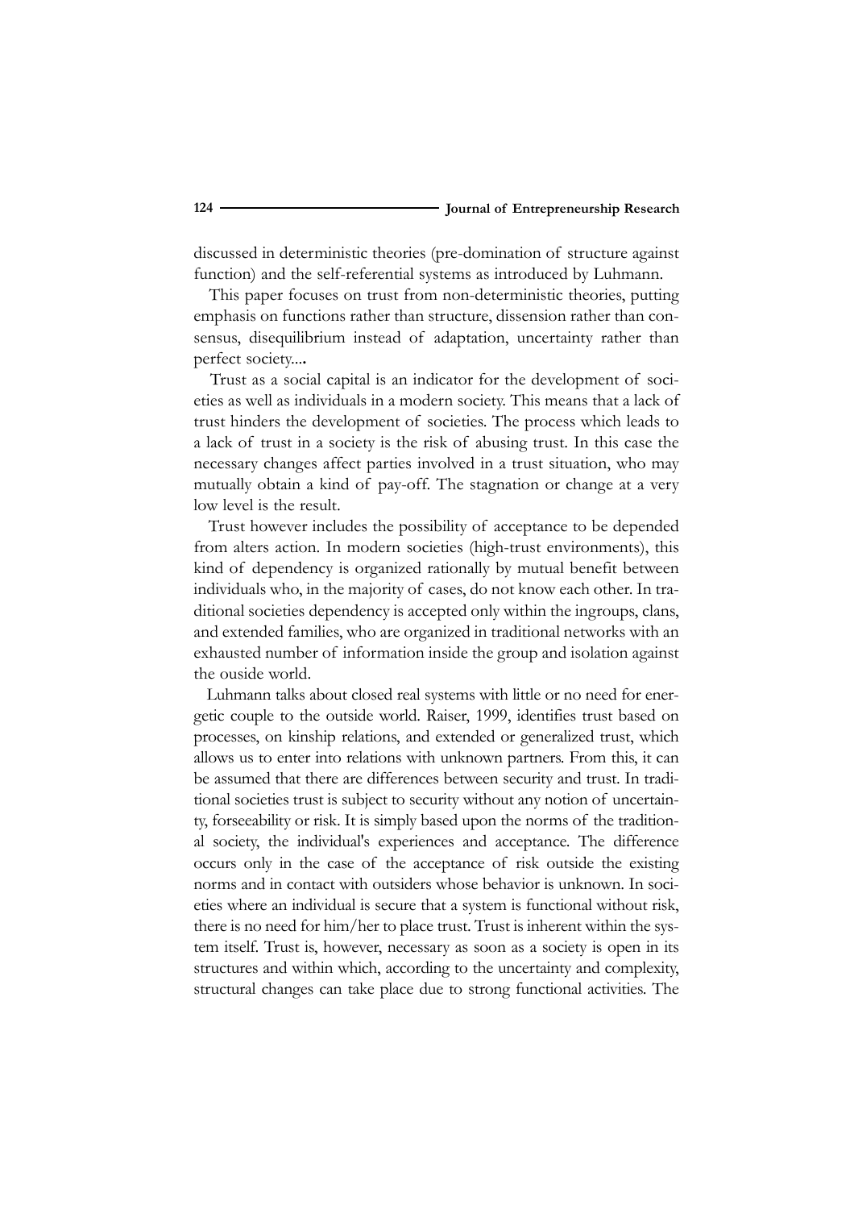discussed in deterministic theories (pre-domination of structure against function) and the self-referential systems as introduced by Luhmann.

This paper focuses on trust from non-deterministic theories, putting emphasis on functions rather than structure, dissension rather than consensus, disequilibrium instead of adaptation, uncertainty rather than perfect society....

Trust as a social capital is an indicator for the development of societies as well as individuals in a modern society. This means that a lack of trust hinders the development of societies. The process which leads to a lack of trust in a society is the risk of abusing trust. In this case the necessary changes affect parties involved in a trust situation, who may mutually obtain a kind of pay-off. The stagnation or change at a very low level is the result.

Trust however includes the possibility of acceptance to be depended from alters action. In modern societies (high-trust environments), this kind of dependency is organized rationally by mutual benefit between individuals who, in the majority of cases, do not know each other. In traditional societies dependency is accepted only within the ingroups, clans, and extended families, who are organized in traditional networks with an exhausted number of information inside the group and isolation against the ouside world.

Luhmann talks about closed real systems with little or no need for energetic couple to the outside world. Raiser, 1999, identifies trust based on processes, on kinship relations, and extended or generalized trust, which allows us to enter into relations with unknown partners. From this, it can be assumed that there are differences between security and trust. In traditional societies trust is subject to security without any notion of uncertainty, forseeability or risk. It is simply based upon the norms of the traditional society, the individual's experiences and acceptance. The difference occurs only in the case of the acceptance of risk outside the existing norms and in contact with outsiders whose behavior is unknown. In societies where an individual is secure that a system is functional without risk, there is no need for him/her to place trust. Trust is inherent within the system itself. Trust is, however, necessary as soon as a society is open in its structures and within which, according to the uncertainty and complexity, structural changes can take place due to strong functional activities. The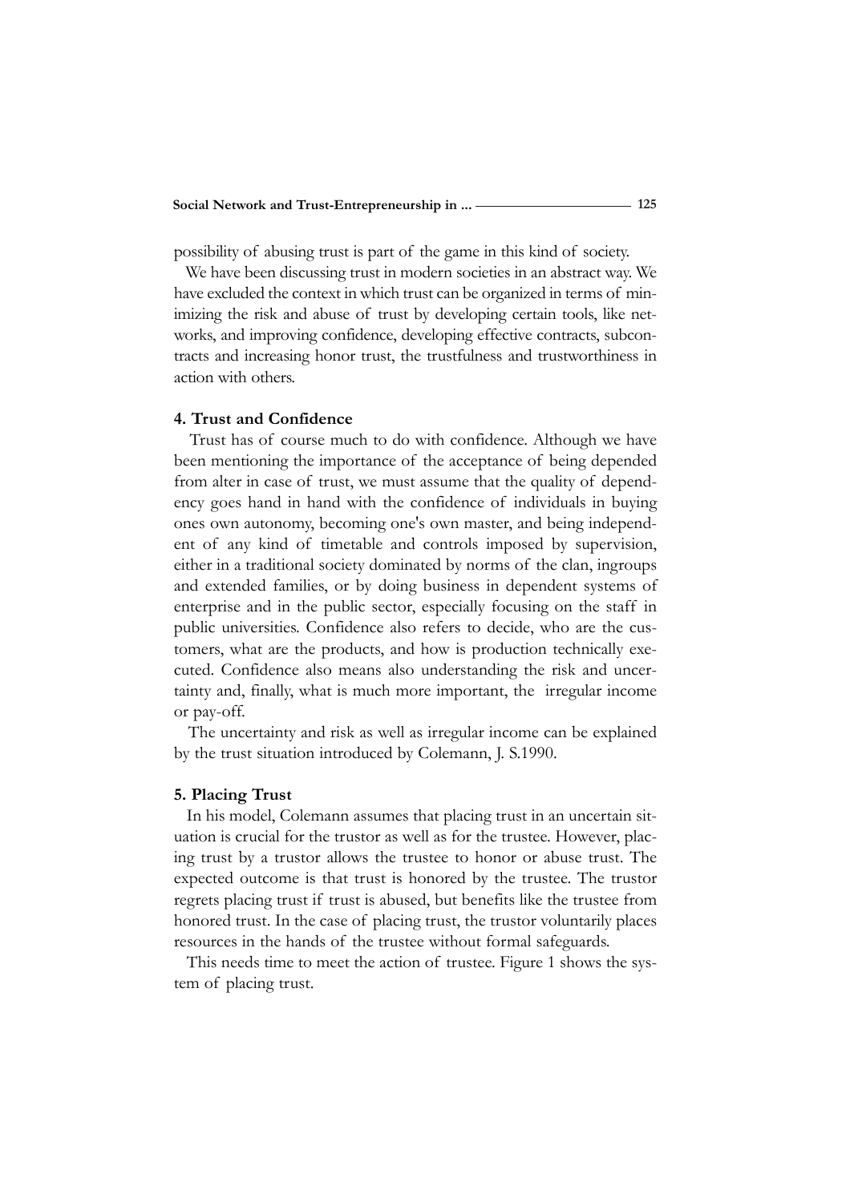possibility of abusing trust is part of the game in this kind of society.

We have been discussing trust in modern societies in an abstract way. We have excluded the context in which trust can be organized in terms of minimizing the risk and abuse of trust by developing certain tools, like networks, and improving confidence, developing effective contracts, subcontracts and increasing honor trust, the trustfulness and trustworthiness in action with others.

### 4. Trust and Confidence

Trust has of course much to do with confidence. Although we have been mentioning the importance of the acceptance of being depended from alter in case of trust, we must assume that the quality of dependency goes hand in hand with the confidence of individuals in buying ones own autonomy, becoming one's own master, and being independent of any kind of timetable and controls imposed by supervision, either in a traditional society dominated by norms of the clan, ingroups and extended families, or by doing business in dependent systems of enterprise and in the public sector, especially focusing on the staff in public universities. Confidence also refers to decide, who are the customers, what are the products, and how is production technically executed. Confidence also means also understanding the risk and uncertainty and, finally, what is much more important, the irregular income or pay-off.

The uncertainty and risk as well as irregular income can be explained by the trust situation introduced by Colemann, J. S.1990.

### 5. Placing Trust

In his model, Colemann assumes that placing trust in an uncertain situation is crucial for the trustor as well as for the trustee. However, placing trust by a trustor allows the trustee to honor or abuse trust. The expected outcome is that trust is honored by the trustee. The trustor regrets placing trust if trust is abused, but benefits like the trustee from honored trust. In the case of placing trust, the trustor voluntarily places resources in the hands of the trustee without formal safeguards.

This needs time to meet the action of trustee. Figure 1 shows the system of placing trust.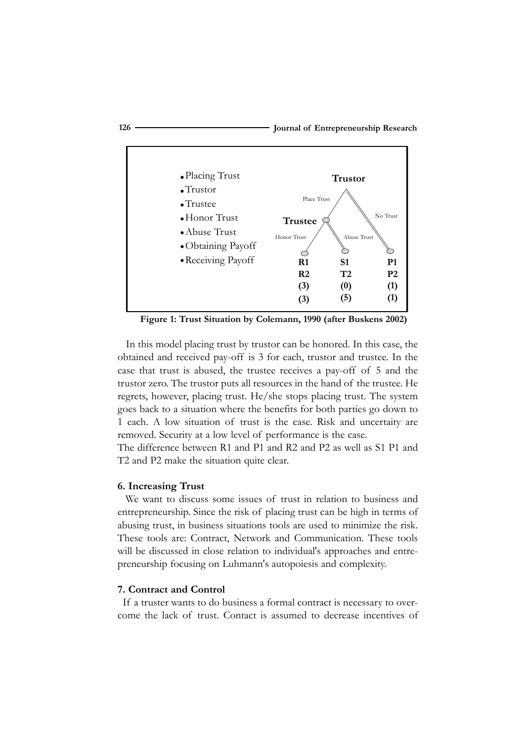- Placing Trust
- Trustor
- Trustee
- Honor Trust
- Abuse Trust
- Obtaining Payoff
- Receiving Payoff

Trustor

Place Trust

No Trust

Trustee

Honor Trust

Abuse Trust

R1 S1 P1

R2 T2 P2

(3) (0) (1)

(3) (5) (1)

**Figure 1: Trust Situation by Colemann, 1990 (after Buskens 2002)**

In this model placing trust by trustor can be honored. In this case, the obtained and received pay-off is 3 for each, trustor and trustee. In the case that trust is abused, the trustee receives a pay-off of 5 and the trustor zero. The trustor puts all resources in the hand of the trustee. He regrets, however, placing trust. He/she stops placing trust. The system goes back to a situation where the benefits for both parties go down to 1 each. A low situation of trust is the case. Risk and uncertaity are removed. Security at a low level of performance is the case.

The difference between R1 and P1 and R2 and P2 as well as S1 P1 and T2 and P2 make the situation quite clear.

### 6. Increasing Trust

We want to discuss some issues of trust in relation to business and entrepreneurship. Since the risk of placing trust can be high in terms of abusing trust, in business situations tools are used to minimize the risk. These tools are: Contract, Network and Communication. These tools will be discussed in close relation to individual's approaches and entrepreneurship focusing on Luhmann's autopoiesis and complexity.

### 7. Contract and Control

If a truster wants to do business a formal contract is necessary to overcome the lack of trust. Contact is assumed to decrease incentives of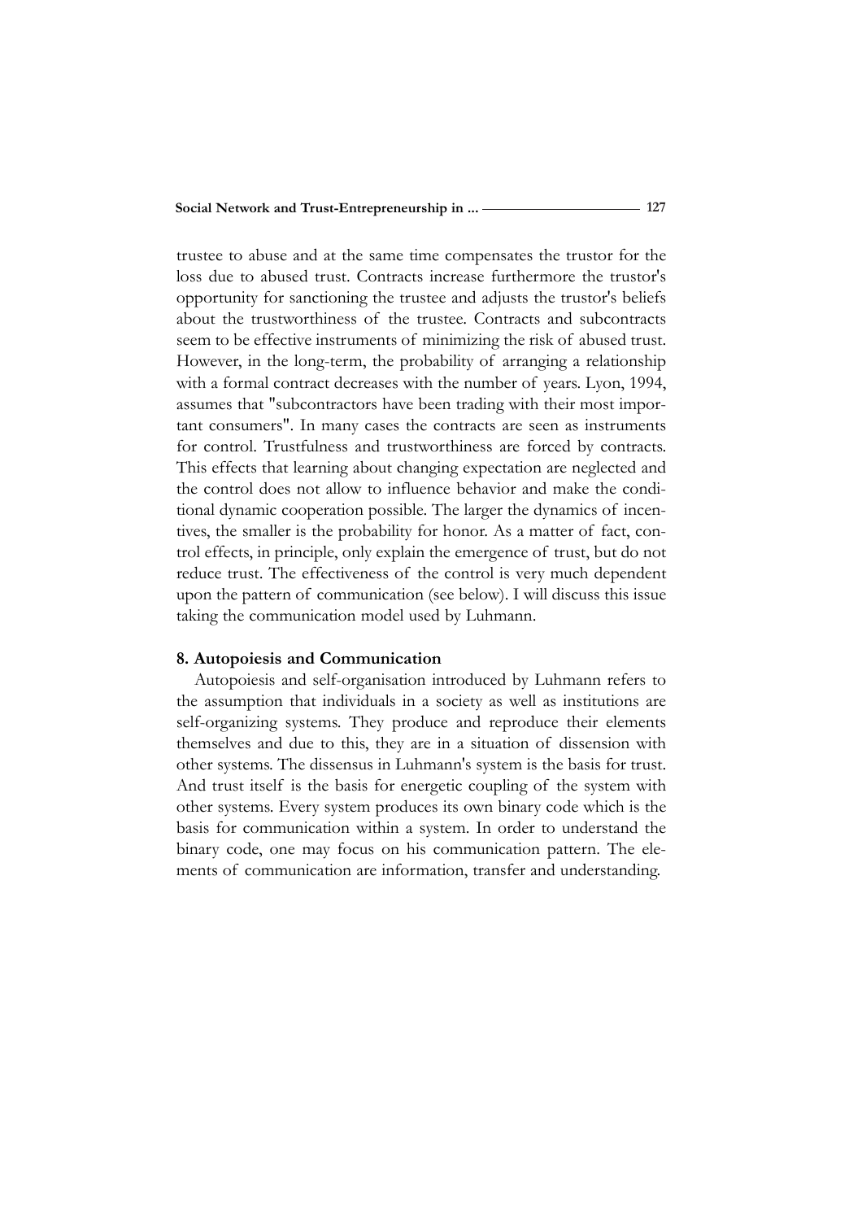trustee to abuse and at the same time compensates the trustor for the loss due to abused trust. Contracts increase furthermore the trustor's opportunity for sanctioning the trustee and adjusts the trustor's beliefs about the trustworthiness of the trustee. Contracts and subcontracts seem to be effective instruments of minimizing the risk of abused trust. However, in the long-term, the probability of arranging a relationship with a formal contract decreases with the number of years. Lyon, 1994, assumes that "subcontractors have been trading with their most important consumers". In many cases the contracts are seen as instruments for control. Trustfulness and trustworthiness are forced by contracts. This effects that learning about changing expectation are neglected and the control does not allow to influence behavior and make the conditional dynamic cooperation possible. The larger the dynamics of incentives, the smaller is the probability for honor. As a matter of fact, control effects, in principle, only explain the emergence of trust, but do not reduce trust. The effectiveness of the control is very much dependent upon the pattern of communication (see below). I will discuss this issue taking the communication model used by Luhmann.

## 8. Autopoiesis and Communication

Autopoiesis and self-organisation introduced by Luhmann refers to the assumption that individuals in a society as well as institutions are self-organizing systems. They produce and reproduce their elements themselves and due to this, they are in a situation of dissension with other systems. The dissensus in Luhmann's system is the basis for trust. And trust itself is the basis for energetic coupling of the system with other systems. Every system produces its own binary code which is the basis for communication within a system. In order to understand the binary code, one may focus on his communication pattern. The elements of communication are information, transfer and understanding.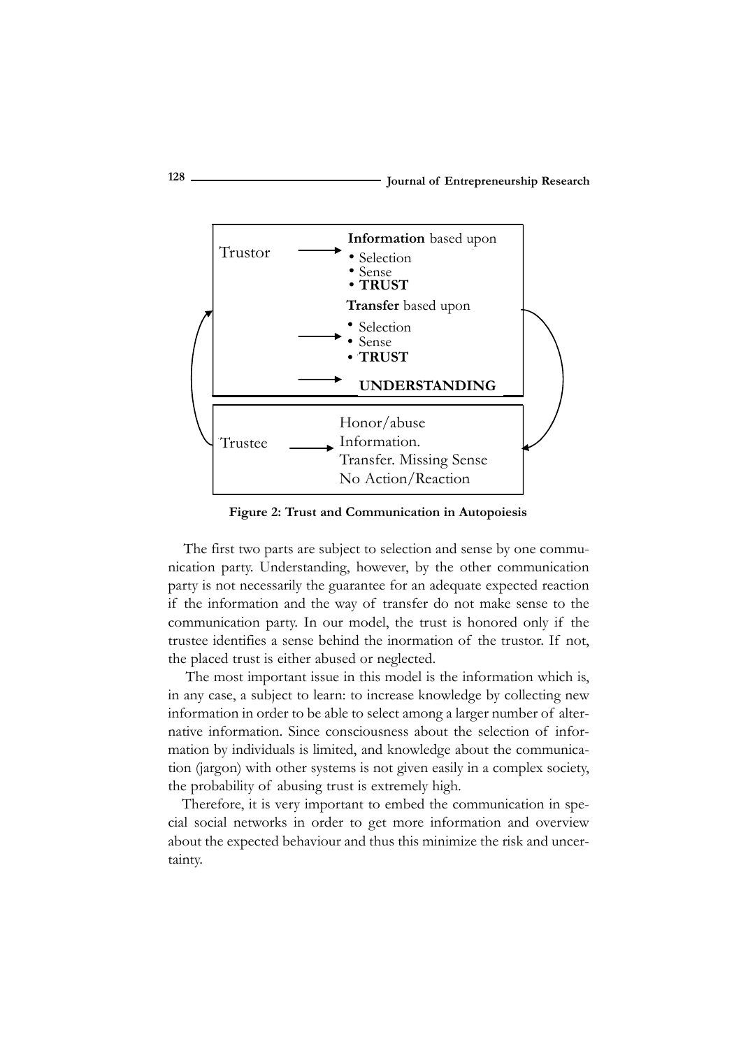Trustor

**Information** based upon

- Selection
- Sense
- **TRUST**

**Transfer** based upon

- Selection
- Sense
- **TRUST**

**UNDERSTANDING**

Trustee

Honor/abuse
Information.
Transfer. Missing Sense
No Action/Reaction

**Figure 2: Trust and Communication in Autopoiesis**

The first two parts are subject to selection and sense by one communication party. Understanding, however, by the other communication party is not necessarily the guarantee for an adequate expected reaction if the information and the way of transfer do not make sense to the communication party. In our model, the trust is honored only if the trustee identifies a sense behind the inormation of the trustor. If not, the placed trust is either abused or neglected.

The most important issue in this model is the information which is, in any case, a subject to learn: to increase knowledge by collecting new information in order to be able to select among a larger number of alternative information. Since consciousness about the selection of information by individuals is limited, and knowledge about the communication (jargon) with other systems is not given easily in a complex society, the probability of abusing trust is extremely high.

Therefore, it is very important to embed the communication in special social networks in order to get more information and overview about the expected behaviour and thus this minimize the risk and uncertainty.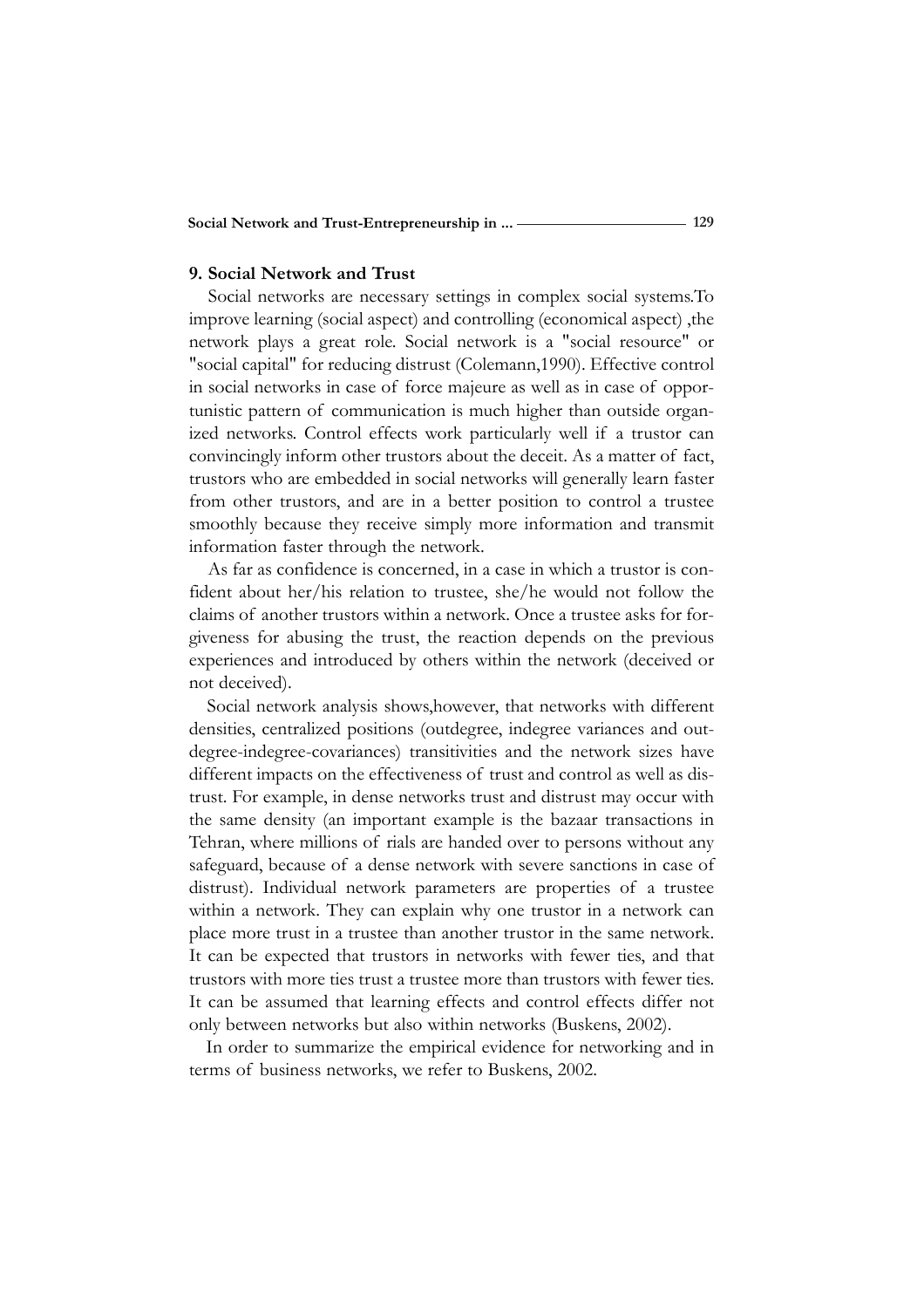## 9. Social Network and Trust

Social networks are necessary settings in complex social systems.To improve learning (social aspect) and controlling (economical aspect) ,the network plays a great role. Social network is a "social resource" or "social capital" for reducing distrust (Colemann,1990). Effective control in social networks in case of force majeure as well as in case of opportunistic pattern of communication is much higher than outside organized networks. Control effects work particularly well if a trustor can convincingly inform other trustors about the deceit. As a matter of fact, trustors who are embedded in social networks will generally learn faster from other trustors, and are in a better position to control a trustee smoothly because they receive simply more information and transmit information faster through the network.

As far as confidence is concerned, in a case in which a trustor is confident about her/his relation to trustee, she/he would not follow the claims of another trustors within a network. Once a trustee asks for forgiveness for abusing the trust, the reaction depends on the previous experiences and introduced by others within the network (deceived or not deceived).

Social network analysis shows,however, that networks with different densities, centralized positions (outdegree, indegree variances and outdegree-indegree-covariances) transitivities and the network sizes have different impacts on the effectiveness of trust and control as well as distrust. For example, in dense networks trust and distrust may occur with the same density (an important example is the bazaar transactions in Tehran, where millions of rials are handed over to persons without any safeguard, because of a dense network with severe sanctions in case of distrust). Individual network parameters are properties of a trustee within a network. They can explain why one trustor in a network can place more trust in a trustee than another trustor in the same network. It can be expected that trustors in networks with fewer ties, and that trustors with more ties trust a trustee more than trustors with fewer ties. It can be assumed that learning effects and control effects differ not only between networks but also within networks (Buskens, 2002).

In order to summarize the empirical evidence for networking and in terms of business networks, we refer to Buskens, 2002.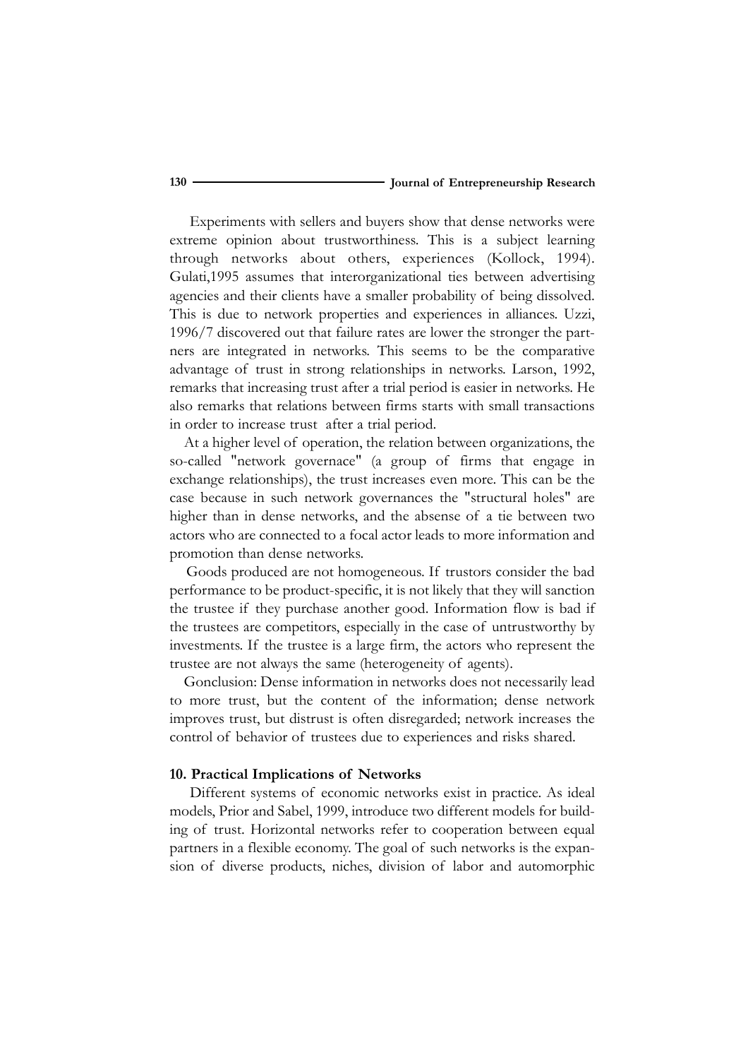Experiments with sellers and buyers show that dense networks were extreme opinion about trustworthiness. This is a subject learning through networks about others, experiences (Kollock, 1994). Gulati,1995 assumes that interorganizational ties between advertising agencies and their clients have a smaller probability of being dissolved. This is due to network properties and experiences in alliances. Uzzi, 1996/7 discovered out that failure rates are lower the stronger the partners are integrated in networks. This seems to be the comparative advantage of trust in strong relationships in networks. Larson, 1992, remarks that increasing trust after a trial period is easier in networks. He also remarks that relations between firms starts with small transactions in order to increase trust after a trial period.

At a higher level of operation, the relation between organizations, the so-called "network governace" (a group of firms that engage in exchange relationships), the trust increases even more. This can be the case because in such network governances the "structural holes" are higher than in dense networks, and the absense of a tie between two actors who are connected to a focal actor leads to more information and promotion than dense networks.

Goods produced are not homogeneous. If trustors consider the bad performance to be product-specific, it is not likely that they will sanction the trustee if they purchase another good. Information flow is bad if the trustees are competitors, especially in the case of untrustworthy by investments. If the trustee is a large firm, the actors who represent the trustee are not always the same (heterogeneity of agents).

Gonclusion: Dense information in networks does not necessarily lead to more trust, but the content of the information; dense network improves trust, but distrust is often disregarded; network increases the control of behavior of trustees due to experiences and risks shared.

## 10. Practical Implications of Networks

Different systems of economic networks exist in practice. As ideal models, Prior and Sabel, 1999, introduce two different models for building of trust. Horizontal networks refer to cooperation between equal partners in a flexible economy. The goal of such networks is the expansion of diverse products, niches, division of labor and automorphic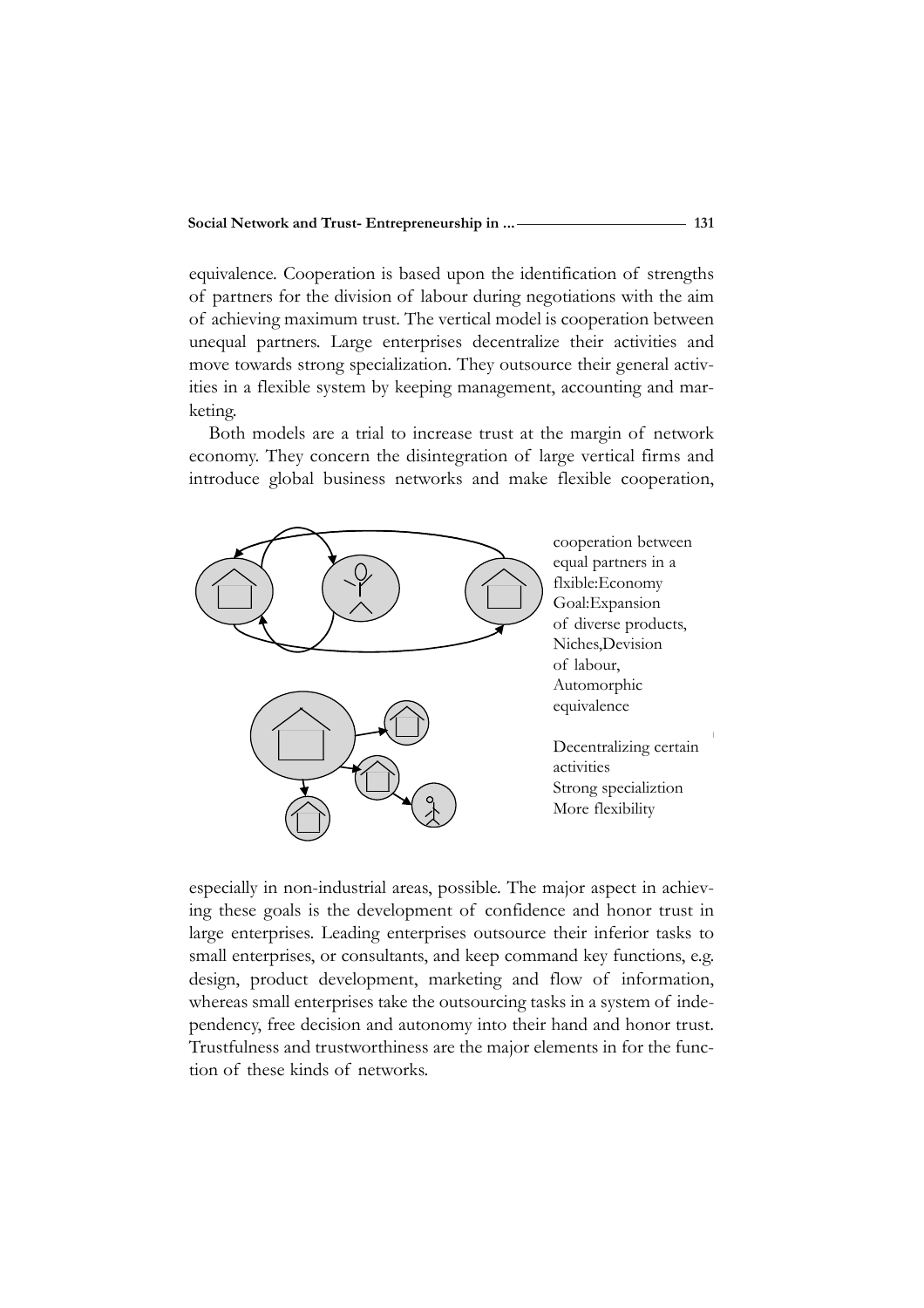equivalence. Cooperation is based upon the identification of strengths of partners for the division of labour during negotiations with the aim of achieving maximum trust. The vertical model is cooperation between unequal partners. Large enterprises decentralize their activities and move towards strong specialization. They outsource their general activities in a flexible system by keeping management, accounting and marketing.

Both models are a trial to increase trust at the margin of network economy. They concern the disintegration of large vertical firms and introduce global business networks and make flexible cooperation,

cooperation between equal partners in a flxible:Economy Goal:Expansion of diverse products, Niches,Devision of labour, Automorphic equivalence

Decentralizing certain activities
Strong specializtion
More flexibility

especially in non-industrial areas, possible. The major aspect in achieving these goals is the development of confidence and honor trust in large enterprises. Leading enterprises outsource their inferior tasks to small enterprises, or consultants, and keep command key functions, e.g. design, product development, marketing and flow of information, whereas small enterprises take the outsourcing tasks in a system of independency, free decision and autonomy into their hand and honor trust. Trustfulness and trustworthiness are the major elements in for the function of these kinds of networks.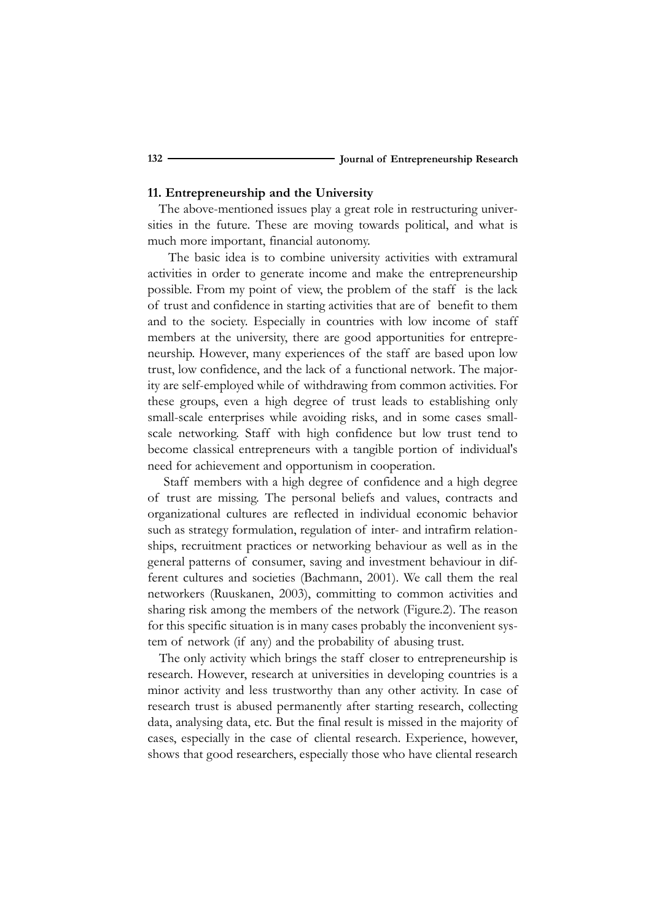## 11. Entrepreneurship and the University

The above-mentioned issues play a great role in restructuring universities in the future. These are moving towards political, and what is much more important, financial autonomy.

The basic idea is to combine university activities with extramural activities in order to generate income and make the entrepreneurship possible. From my point of view, the problem of the staff is the lack of trust and confidence in starting activities that are of benefit to them and to the society. Especially in countries with low income of staff members at the university, there are good apportunities for entrepreneurship. However, many experiences of the staff are based upon low trust, low confidence, and the lack of a functional network. The majority are self-employed while of withdrawing from common activities. For these groups, even a high degree of trust leads to establishing only small-scale enterprises while avoiding risks, and in some cases small-scale networking. Staff with high confidence but low trust tend to become classical entrepreneurs with a tangible portion of individual's need for achievement and opportunism in cooperation.

Staff members with a high degree of confidence and a high degree of trust are missing. The personal beliefs and values, contracts and organizational cultures are reflected in individual economic behavior such as strategy formulation, regulation of inter- and intrafirm relationships, recruitment practices or networking behaviour as well as in the general patterns of consumer, saving and investment behaviour in different cultures and societies (Bachmann, 2001). We call them the real networkers (Ruuskanen, 2003), committing to common activities and sharing risk among the members of the network (Figure.2). The reason for this specific situation is in many cases probably the inconvenient system of network (if any) and the probability of abusing trust.

The only activity which brings the staff closer to entrepreneurship is research. However, research at universities in developing countries is a minor activity and less trustworthy than any other activity. In case of research trust is abused permanently after starting research, collecting data, analysing data, etc. But the final result is missed in the majority of cases, especially in the case of cliental research. Experience, however, shows that good researchers, especially those who have cliental research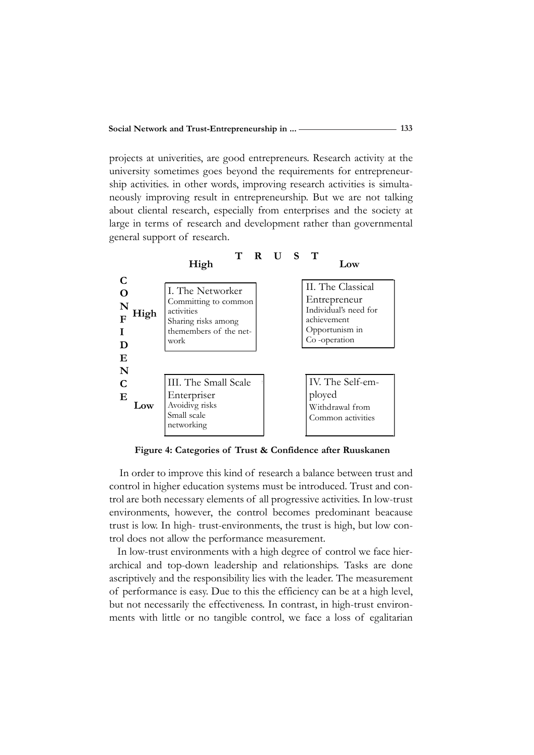projects at univerities, are good entrepreneurs. Research activity at the university sometimes goes beyond the requirements for entrepreneurship activities. in other words, improving research activities is simultaneously improving result in entrepreneurship. But we are not talking about cliental research, especially from enterprises and the society at large in terms of research and development rather than governmental general support of research.

TRUST

High

Low

CONFIDENCE

High

I. The Networker
Committing to common activities
Sharing risks among themembers of the network

II. The Classical Entrepreneur
Individual's need for achievement
Opportunism in Co -operation

Low

III. The Small Scale Enterpriser
Avoidivg risks
Small scale networking

IV. The Self-employed
Withdrawal from Common activities

**Figure 4: Categories of Trust & Confidence after Ruuskanen**

In order to improve this kind of research a balance between trust and control in higher education systems must be introduced. Trust and control are both necessary elements of all progressive activities. In low-trust environments, however, the control becomes predominant beacause trust is low. In high- trust-environments, the trust is high, but low control does not allow the performance measurement.

In low-trust environments with a high degree of control we face hierarchical and top-down leadership and relationships. Tasks are done ascriptively and the responsibility lies with the leader. The measurement of performance is easy. Due to this the efficiency can be at a high level, but not necessarily the effectiveness. In contrast, in high-trust environments with little or no tangible control, we face a loss of egalitarian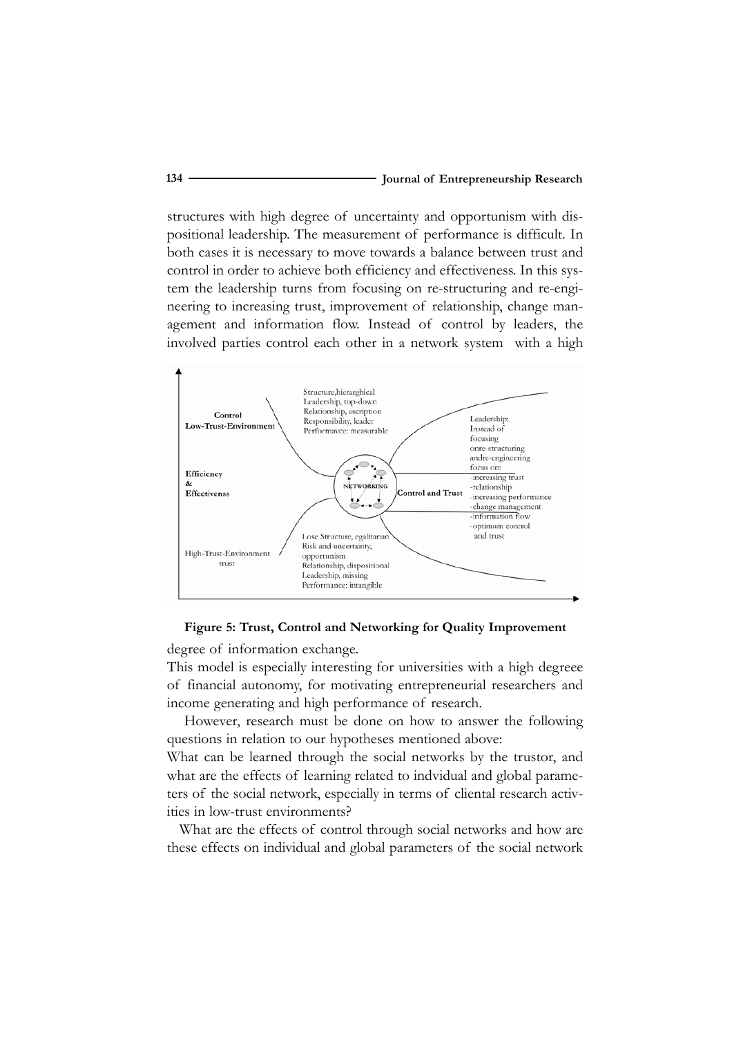structures with high degree of uncertainty and opportunism with dispositional leadership. The measurement of performance is difficult. In both cases it is necessary to move towards a balance between trust and control in order to achieve both efficiency and effectiveness. In this system the leadership turns from focusing on re-structuring and re-engineering to increasing trust, improvement of relationship, change management and information flow. Instead of control by leaders, the involved parties control each other in a network system with a high

Control
Low-Trust-Environment

Structure,hierarghical
Leadership, top-down
Relationship, ascription
Responsibility, leader
Performavce: measurable

Efficiency
&
Effectivenss

NETWORKING

Control and Trust

Leadership:
Instead of
focusing
onre-structuring
andre-engineering
focus on:
-increasing trust
-relationship
-increasing performance
-change management
-information flow
-optimum control
and trust

High-Trust-Environment
trust

Lose Structure, egalitarian
Risk and uncertainty,
opportunism
Relationship, dispositional
Leadership, missing
Performance: intangible

**Figure 5: Trust, Control and Networking for Quality Improvement**

degree of information exchange.

This model is especially interesting for universities with a high degreee of financial autonomy, for motivating entrepreneurial researchers and income generating and high performance of research.

However, research must be done on how to answer the following questions in relation to our hypotheses mentioned above:

What can be learned through the social networks by the trustor, and what are the effects of learning related to indvidual and global parameters of the social network, especially in terms of cliental research activities in low-trust environments?

What are the effects of control through social networks and how are these effects on individual and global parameters of the social network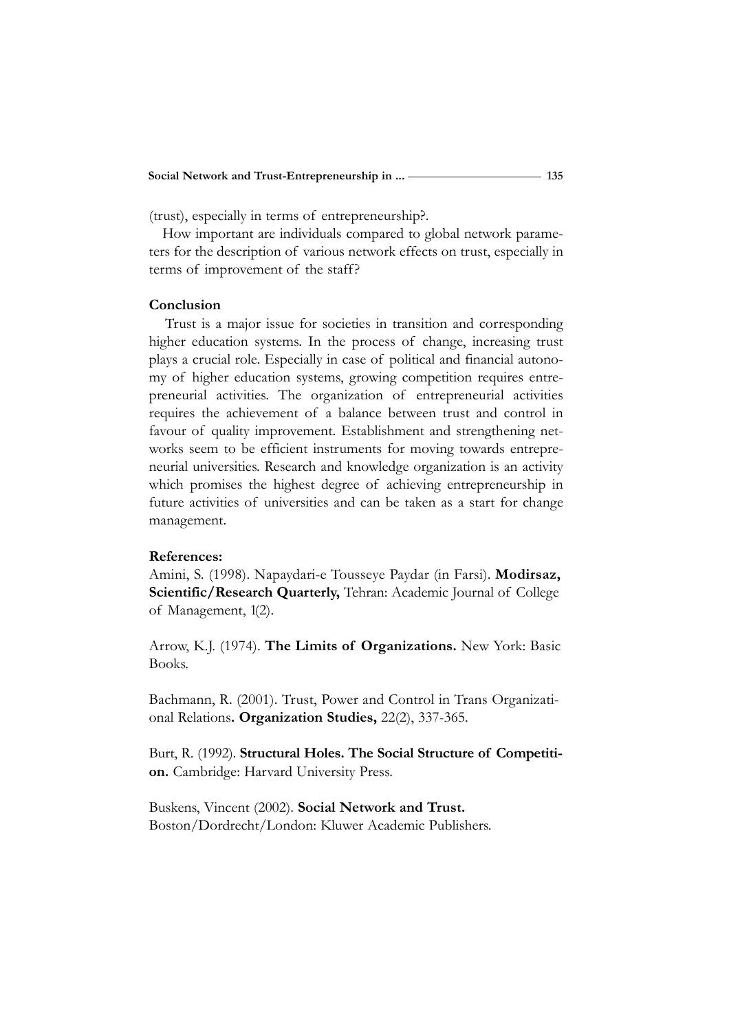(trust), especially in terms of entrepreneurship?.

How important are individuals compared to global network parameters for the description of various network effects on trust, especially in terms of improvement of the staff?

**Conclusion**

Trust is a major issue for societies in transition and corresponding higher education systems. In the process of change, increasing trust plays a crucial role. Especially in case of political and financial autonomy of higher education systems, growing competition requires entrepreneurial activities. The organization of entrepreneurial activities requires the achievement of a balance between trust and control in favour of quality improvement. Establishment and strengthening networks seem to be efficient instruments for moving towards entrepreneurial universities. Research and knowledge organization is an activity which promises the highest degree of achieving entrepreneurship in future activities of universities and can be taken as a start for change management.

**References:**

Amini, S. (1998). Napaydari-e Tousseye Paydar (in Farsi). **Modirsaz, Scientific/Research Quarterly,** Tehran: Academic Journal of College of Management, 1(2).

Arrow, K.J. (1974). **The Limits of Organizations.** New York: Basic Books.

Bachmann, R. (2001). Trust, Power and Control in Trans Organizational Relations**. Organization Studies,** 22(2), 337-365.

Burt, R. (1992). **Structural Holes. The Social Structure of Competition.** Cambridge: Harvard University Press.

Buskens, Vincent (2002). **Social Network and Trust.** Boston/Dordrecht/London: Kluwer Academic Publishers.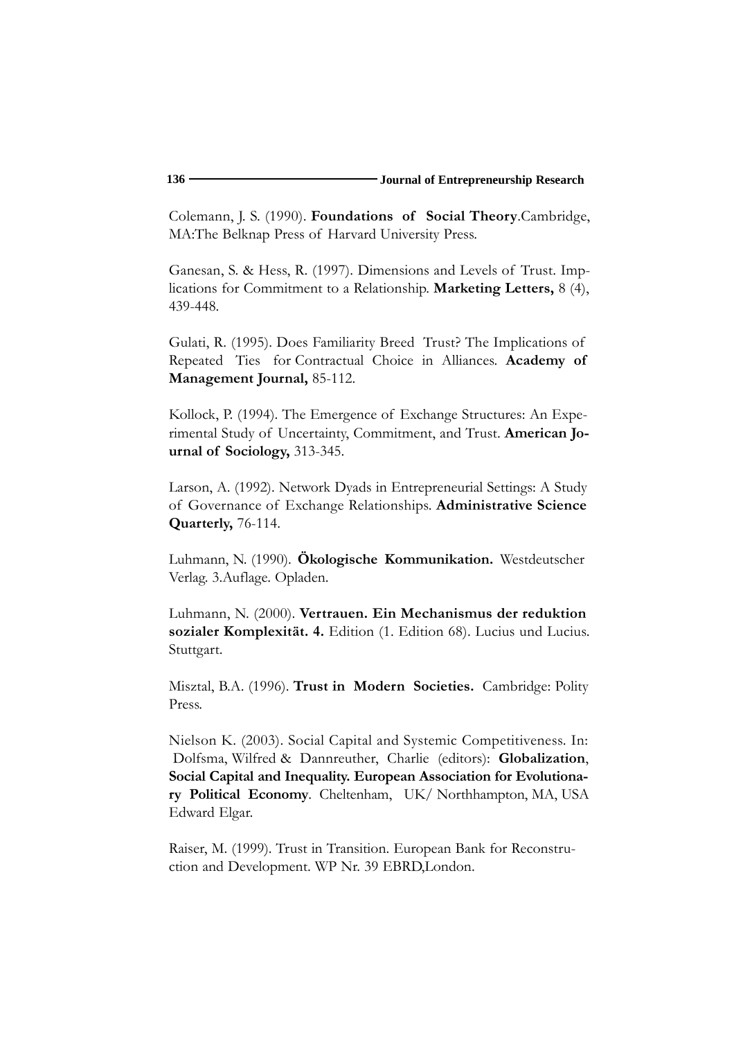Colemann, J. S. (1990). **Foundations of Social Theory**.Cambridge, MA:The Belknap Press of Harvard University Press.

Ganesan, S. & Hess, R. (1997). Dimensions and Levels of Trust. Implications for Commitment to a Relationship. **Marketing Letters,** 8 (4), 439-448.

Gulati, R. (1995). Does Familiarity Breed Trust? The Implications of Repeated Ties for Contractual Choice in Alliances. **Academy of Management Journal,** 85-112.

Kollock, P. (1994). The Emergence of Exchange Structures: An Experimental Study of Uncertainty, Commitment, and Trust. **American Journal of Sociology,** 313-345.

Larson, A. (1992). Network Dyads in Entrepreneurial Settings: A Study of Governance of Exchange Relationships. **Administrative Science Quarterly,** 76-114.

Luhmann, N. (1990). **Ökologische Kommunikation.** Westdeutscher Verlag. 3.Auflage. Opladen.

Luhmann, N. (2000). **Vertrauen. Ein Mechanismus der reduktion sozialer Komplexität. 4.** Edition (1. Edition 68). Lucius und Lucius. Stuttgart.

Misztal, B.A. (1996). **Trust in Modern Societies.** Cambridge: Polity Press.

Nielson K. (2003). Social Capital and Systemic Competitiveness. In: Dolfsma, Wilfred & Dannreuther, Charlie (editors): **Globalization, Social Capital and Inequality. European Association for Evolutionary Political Economy**. Cheltenham, UK/ Northhampton, MA, USA Edward Elgar.

Raiser, M. (1999). Trust in Transition. European Bank for Reconstruction and Development. WP Nr. 39 EBRD,London.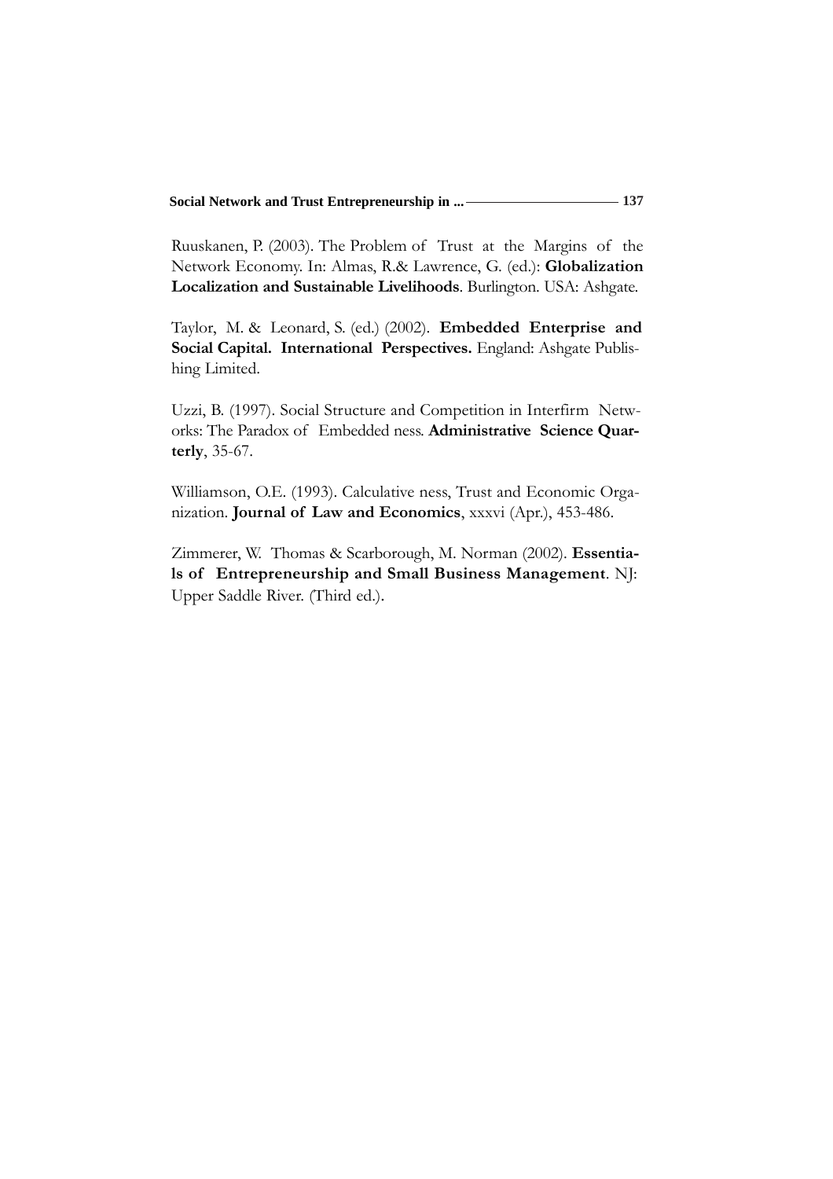Ruuskanen, P. (2003). The Problem of Trust at the Margins of the Network Economy. In: Almas, R.& Lawrence, G. (ed.): **Globalization Localization and Sustainable Livelihoods**. Burlington. USA: Ashgate.

Taylor, M. & Leonard, S. (ed.) (2002). **Embedded Enterprise and Social Capital. International Perspectives.** England: Ashgate Publishing Limited.

Uzzi, B. (1997). Social Structure and Competition in Interfirm Networks: The Paradox of Embedded ness. **Administrative Science Quarterly**, 35-67.

Williamson, O.E. (1993). Calculative ness, Trust and Economic Organization. **Journal of Law and Economics**, xxxvi (Apr.), 453-486.

Zimmerer, W. Thomas & Scarborough, M. Norman (2002). **Essentials of Entrepreneurship and Small Business Management**. NJ: Upper Saddle River. (Third ed.).